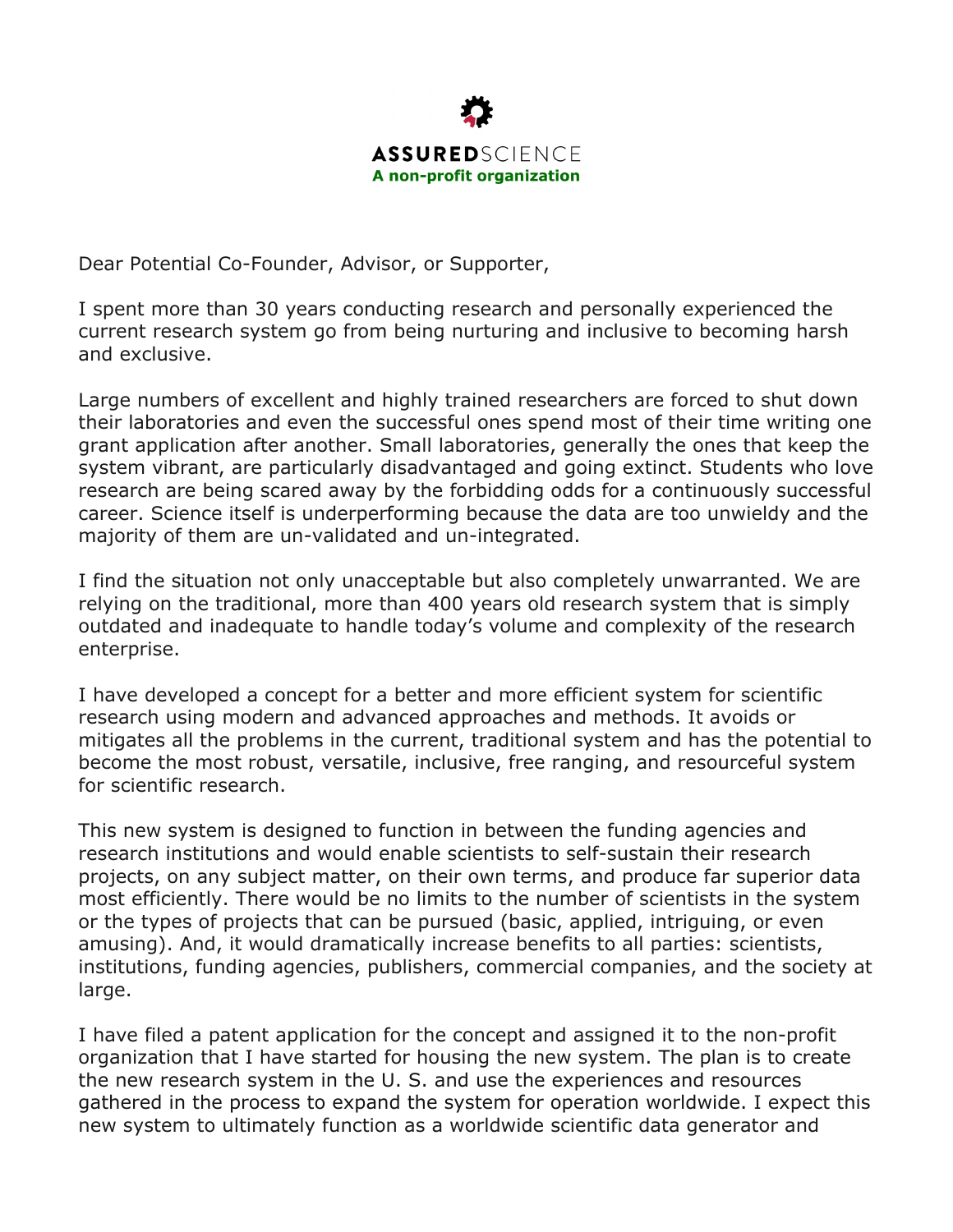**ASSURED**SCIENCE

**A non-profit organization**

Dear Potential Co-Founder, Advisor, or Supporter,

I spent more than 30 years conducting research and personally experienced the current research system go from being nurturing and inclusive to becoming harsh and exclusive.

Large numbers of excellent and highly trained researchers are forced to shut down their laboratories and even the successful ones spend most of their time writing one grant application after another. Small laboratories, generally the ones that keep the system vibrant, are particularly disadvantaged and going extinct. Students who love research are being scared away by the forbidding odds for a continuously successful career. Science itself is underperforming because the data are too unwieldy and the majority of them are un-validated and un-integrated.

I find the situation not only unacceptable but also completely unwarranted. We are relying on the traditional, more than 400 years old research system that is simply outdated and inadequate to handle today's volume and complexity of the research enterprise.

I have developed a concept for a better and more efficient system for scientific research using modern and advanced approaches and methods. It avoids or mitigates all the problems in the current, traditional system and has the potential to become the most robust, versatile, inclusive, free ranging, and resourceful system for scientific research.

This new system is designed to function in between the funding agencies and research institutions and would enable scientists to self-sustain their research projects, on any subject matter, on their own terms, and produce far superior data most efficiently. There would be no limits to the number of scientists in the system or the types of projects that can be pursued (basic, applied, intriguing, or even amusing). And, it would dramatically increase benefits to all parties: scientists, institutions, funding agencies, publishers, commercial companies, and the society at large.

I have filed a patent application for the concept and assigned it to the non-profit organization that I have started for housing the new system. The plan is to create the new research system in the U. S. and use the experiences and resources gathered in the process to expand the system for operation worldwide. I expect this new system to ultimately function as a worldwide scientific data generator and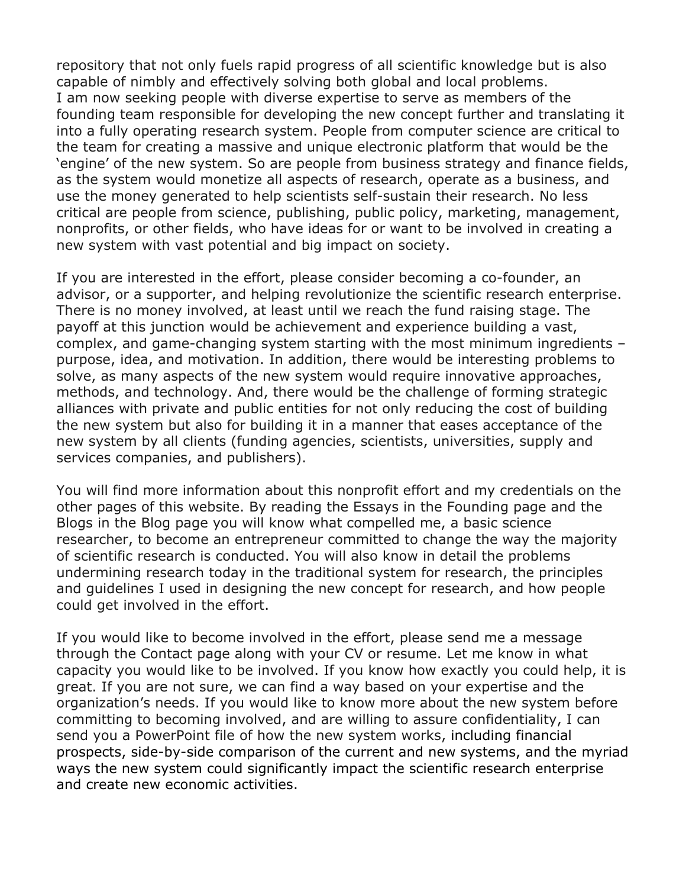repository that not only fuels rapid progress of all scientific knowledge but is also capable of nimbly and effectively solving both global and local problems.

I am now seeking people with diverse expertise to serve as members of the founding team responsible for developing the new concept further and translating it into a fully operating research system. People from computer science are critical to the team for creating a massive and unique electronic platform that would be the 'engine' of the new system. So are people from business strategy and finance fields, as the system would monetize all aspects of research, operate as a business, and use the money generated to help scientists self-sustain their research. No less critical are people from science, publishing, public policy, marketing, management, nonprofits, or other fields, who have ideas for or want to be involved in creating a new system with vast potential and big impact on society.

If you are interested in the effort, please consider becoming a co-founder, an advisor, or a supporter, and helping revolutionize the scientific research enterprise. There is no money involved, at least until we reach the fund raising stage. The payoff at this junction would be achievement and experience building a vast, complex, and game-changing system starting with the most minimum ingredients – purpose, idea, and motivation. In addition, there would be interesting problems to solve, as many aspects of the new system would require innovative approaches, methods, and technology. And, there would be the challenge of forming strategic alliances with private and public entities for not only reducing the cost of building the new system but also for building it in a manner that eases acceptance of the new system by all clients (funding agencies, scientists, universities, supply and services companies, and publishers).

You will find more information about this nonprofit effort and my credentials on the other pages of this website. By reading the Essays in the Founding page and the Blogs in the Blog page you will know what compelled me, a basic science researcher, to become an entrepreneur committed to change the way the majority of scientific research is conducted. You will also know in detail the problems undermining research today in the traditional system for research, the principles and guidelines I used in designing the new concept for research, and how people could get involved in the effort.

If you would like to become involved in the effort, please send me a message through the Contact page along with your CV or resume. Let me know in what capacity you would like to be involved. If you know how exactly you could help, it is great. If you are not sure, we can find a way based on your expertise and the organization's needs. If you would like to know more about the new system before committing to becoming involved, and are willing to assure confidentiality, I can send you a PowerPoint file of how the new system works, including financial prospects, side-by-side comparison of the current and new systems, and the myriad ways the new system could significantly impact the scientific research enterprise and create new economic activities.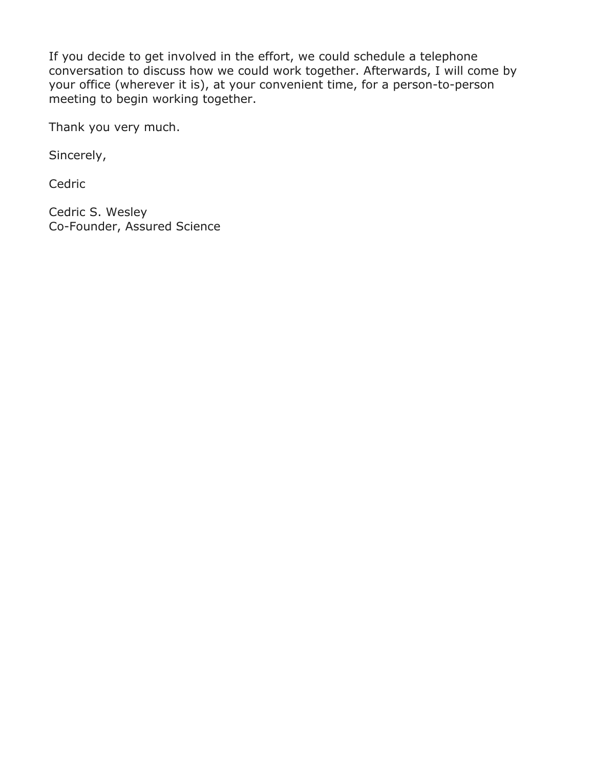If you decide to get involved in the effort, we could schedule a telephone conversation to discuss how we could work together. Afterwards, I will come by your office (wherever it is), at your convenient time, for a person-to-person meeting to begin working together.

Thank you very much.

Sincerely,

Cedric

Cedric S. Wesley  
Co-Founder, Assured Science